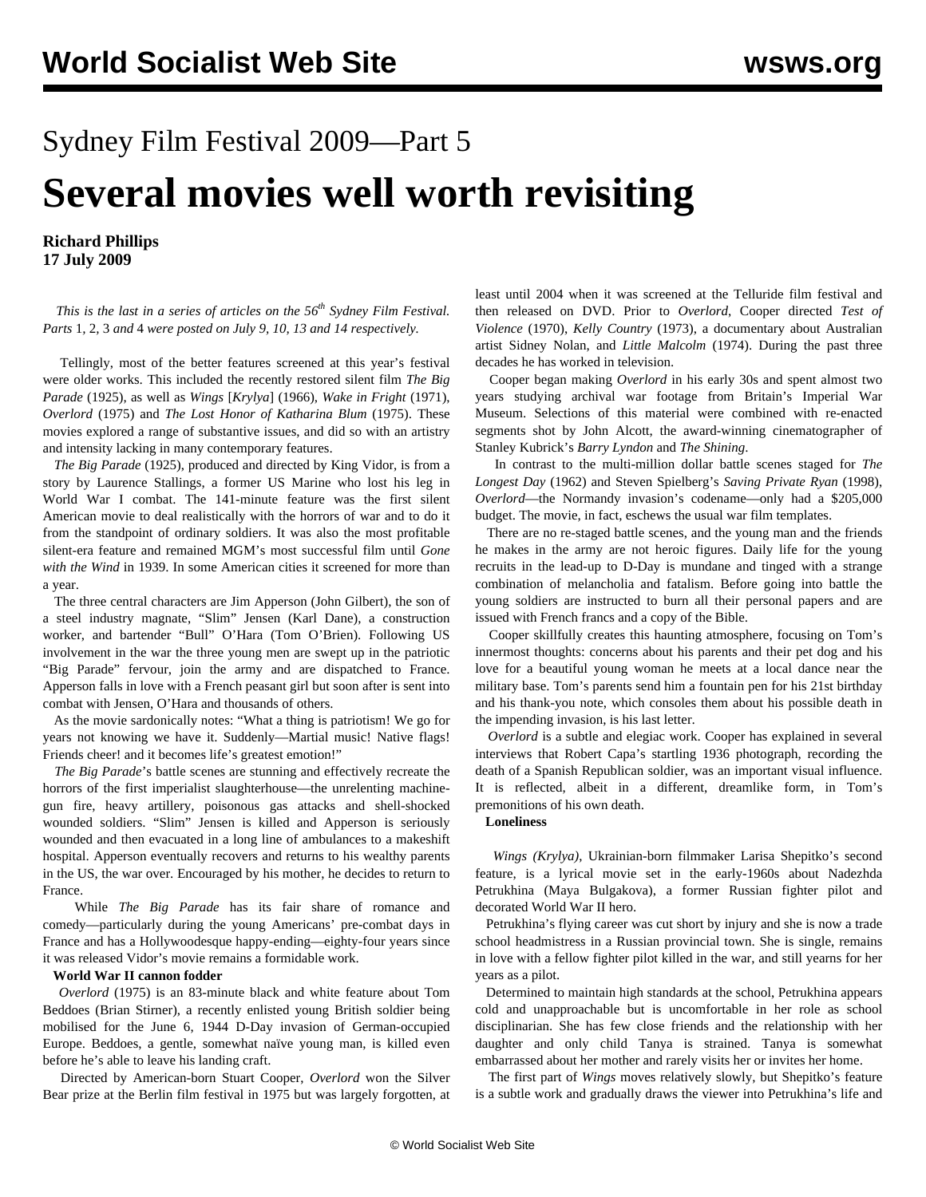# Sydney Film Festival 2009—Part 5

# Several movies well worth revisiting

**Richard Phillips**
**17 July 2009**

*This is the last in a series of articles on the 56th Sydney Film Festival. Parts* 1, 2, 3 *and* 4 *were posted on July 9, 10, 13 and 14 respectively.*

Tellingly, most of the better features screened at this year's festival were older works. This included the recently restored silent film *The Big Parade* (1925), as well as *Wings* [*Krylya*] (1966), *Wake in Fright* (1971), *Overlord* (1975) and *The Lost Honor of Katharina Blum* (1975). These movies explored a range of substantive issues, and did so with an artistry and intensity lacking in many contemporary features.

*The Big Parade* (1925), produced and directed by King Vidor, is from a story by Laurence Stallings, a former US Marine who lost his leg in World War I combat. The 141-minute feature was the first silent American movie to deal realistically with the horrors of war and to do it from the standpoint of ordinary soldiers. It was also the most profitable silent-era feature and remained MGM's most successful film until *Gone with the Wind* in 1939. In some American cities it screened for more than a year.

The three central characters are Jim Apperson (John Gilbert), the son of a steel industry magnate, "Slim" Jensen (Karl Dane), a construction worker, and bartender "Bull" O'Hara (Tom O'Brien). Following US involvement in the war the three young men are swept up in the patriotic "Big Parade" fervour, join the army and are dispatched to France. Apperson falls in love with a French peasant girl but soon after is sent into combat with Jensen, O'Hara and thousands of others.

As the movie sardonically notes: "What a thing is patriotism! We go for years not knowing we have it. Suddenly—Martial music! Native flags! Friends cheer! and it becomes life's greatest emotion!"

*The Big Parade*'s battle scenes are stunning and effectively recreate the horrors of the first imperialist slaughterhouse—the unrelenting machine-gun fire, heavy artillery, poisonous gas attacks and shell-shocked wounded soldiers. "Slim" Jensen is killed and Apperson is seriously wounded and then evacuated in a long line of ambulances to a makeshift hospital. Apperson eventually recovers and returns to his wealthy parents in the US, the war over. Encouraged by his mother, he decides to return to France.

While *The Big Parade* has its fair share of romance and comedy—particularly during the young Americans' pre-combat days in France and has a Hollywoodesque happy-ending—eighty-four years since it was released Vidor's movie remains a formidable work.

**World War II cannon fodder**

*Overlord* (1975) is an 83-minute black and white feature about Tom Beddoes (Brian Stirner), a recently enlisted young British soldier being mobilised for the June 6, 1944 D-Day invasion of German-occupied Europe. Beddoes, a gentle, somewhat naïve young man, is killed even before he's able to leave his landing craft.

Directed by American-born Stuart Cooper, *Overlord* won the Silver Bear prize at the Berlin film festival in 1975 but was largely forgotten, at least until 2004 when it was screened at the Telluride film festival and then released on DVD. Prior to *Overlord*, Cooper directed *Test of Violence* (1970), *Kelly Country* (1973), a documentary about Australian artist Sidney Nolan, and *Little Malcolm* (1974). During the past three decades he has worked in television.

Cooper began making *Overlord* in his early 30s and spent almost two years studying archival war footage from Britain's Imperial War Museum. Selections of this material were combined with re-enacted segments shot by John Alcott, the award-winning cinematographer of Stanley Kubrick's *Barry Lyndon* and *The Shining*.

In contrast to the multi-million dollar battle scenes staged for *The Longest Day* (1962) and Steven Spielberg's *Saving Private Ryan* (1998), *Overlord*—the Normandy invasion's codename—only had a $205,000 budget. The movie, in fact, eschews the usual war film templates.

There are no re-staged battle scenes, and the young man and the friends he makes in the army are not heroic figures. Daily life for the young recruits in the lead-up to D-Day is mundane and tinged with a strange combination of melancholia and fatalism. Before going into battle the young soldiers are instructed to burn all their personal papers and are issued with French francs and a copy of the Bible.

Cooper skillfully creates this haunting atmosphere, focusing on Tom's innermost thoughts: concerns about his parents and their pet dog and his love for a beautiful young woman he meets at a local dance near the military base. Tom's parents send him a fountain pen for his 21st birthday and his thank-you note, which consoles them about his possible death in the impending invasion, is his last letter.

*Overlord* is a subtle and elegiac work. Cooper has explained in several interviews that Robert Capa's startling 1936 photograph, recording the death of a Spanish Republican soldier, was an important visual influence. It is reflected, albeit in a different, dreamlike form, in Tom's premonitions of his own death.

**Loneliness**

*Wings (Krylya)*, Ukrainian-born filmmaker Larisa Shepitko's second feature, is a lyrical movie set in the early-1960s about Nadezhda Petrukhina (Maya Bulgakova), a former Russian fighter pilot and decorated World War II hero.

Petrukhina's flying career was cut short by injury and she is now a trade school headmistress in a Russian provincial town. She is single, remains in love with a fellow fighter pilot killed in the war, and still yearns for her years as a pilot.

Determined to maintain high standards at the school, Petrukhina appears cold and unapproachable but is uncomfortable in her role as school disciplinarian. She has few close friends and the relationship with her daughter and only child Tanya is strained. Tanya is somewhat embarrassed about her mother and rarely visits her or invites her home.

The first part of *Wings* moves relatively slowly, but Shepitko's feature is a subtle work and gradually draws the viewer into Petrukhina's life and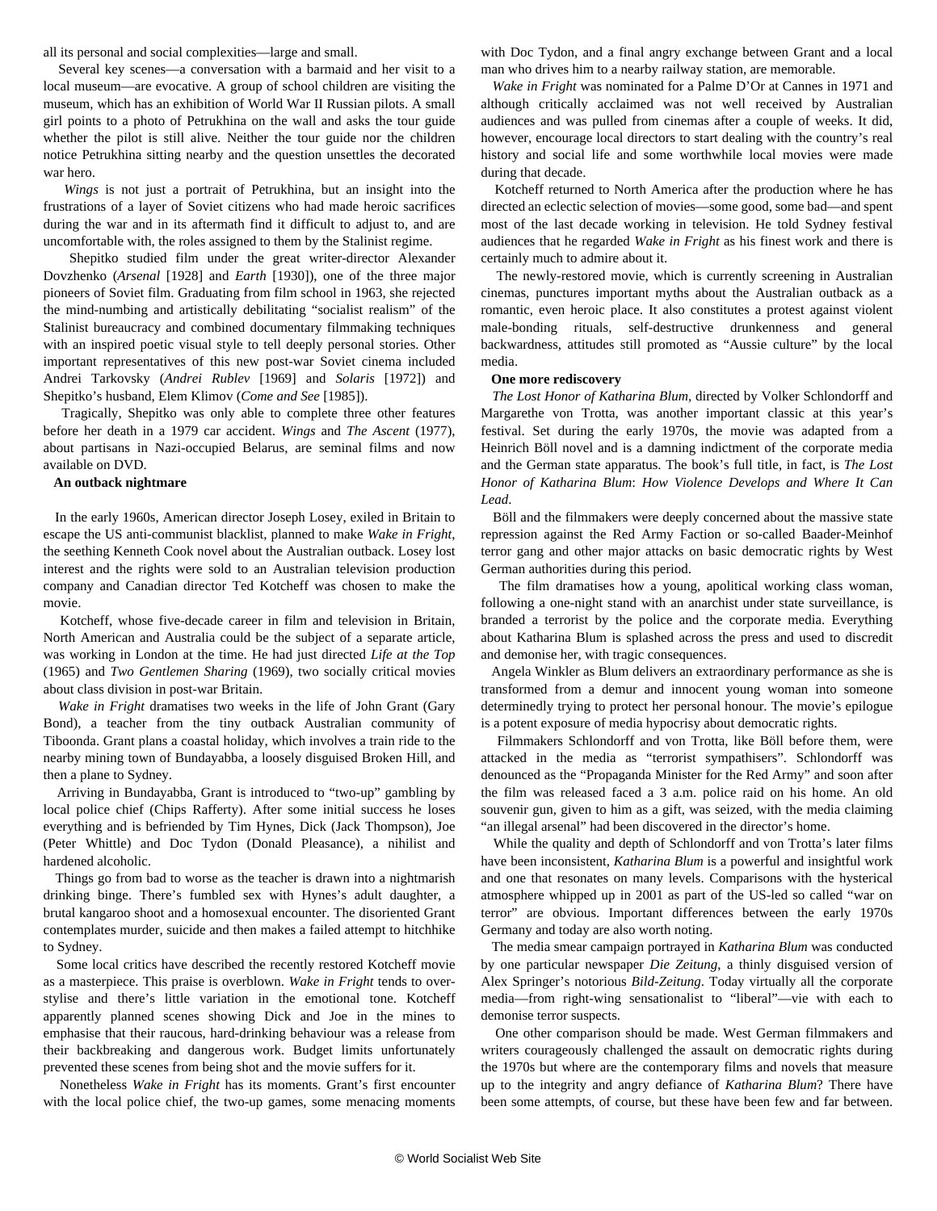all its personal and social complexities—large and small.

Several key scenes—a conversation with a barmaid and her visit to a local museum—are evocative. A group of school children are visiting the museum, which has an exhibition of World War II Russian pilots. A small girl points to a photo of Petrukhina on the wall and asks the tour guide whether the pilot is still alive. Neither the tour guide nor the children notice Petrukhina sitting nearby and the question unsettles the decorated war hero.

*Wings* is not just a portrait of Petrukhina, but an insight into the frustrations of a layer of Soviet citizens who had made heroic sacrifices during the war and in its aftermath find it difficult to adjust to, and are uncomfortable with, the roles assigned to them by the Stalinist regime.

Shepitko studied film under the great writer-director Alexander Dovzhenko (*Arsenal* [1928] and *Earth* [1930]), one of the three major pioneers of Soviet film. Graduating from film school in 1963, she rejected the mind-numbing and artistically debilitating "socialist realism" of the Stalinist bureaucracy and combined documentary filmmaking techniques with an inspired poetic visual style to tell deeply personal stories. Other important representatives of this new post-war Soviet cinema included Andrei Tarkovsky (*Andrei Rublev* [1969] and *Solaris* [1972]) and Shepitko's husband, Elem Klimov (*Come and See* [1985]).

Tragically, Shepitko was only able to complete three other features before her death in a 1979 car accident. *Wings* and *The Ascent* (1977), about partisans in Nazi-occupied Belarus, are seminal films and now available on DVD.

**An outback nightmare**

In the early 1960s, American director Joseph Losey, exiled in Britain to escape the US anti-communist blacklist, planned to make *Wake in Fright*, the seething Kenneth Cook novel about the Australian outback. Losey lost interest and the rights were sold to an Australian television production company and Canadian director Ted Kotcheff was chosen to make the movie.

Kotcheff, whose five-decade career in film and television in Britain, North American and Australia could be the subject of a separate article, was working in London at the time. He had just directed *Life at the Top* (1965) and *Two Gentlemen Sharing* (1969), two socially critical movies about class division in post-war Britain.

*Wake in Fright* dramatises two weeks in the life of John Grant (Gary Bond), a teacher from the tiny outback Australian community of Tiboonda. Grant plans a coastal holiday, which involves a train ride to the nearby mining town of Bundayabba, a loosely disguised Broken Hill, and then a plane to Sydney.

Arriving in Bundayabba, Grant is introduced to "two-up" gambling by local police chief (Chips Rafferty). After some initial success he loses everything and is befriended by Tim Hynes, Dick (Jack Thompson), Joe (Peter Whittle) and Doc Tydon (Donald Pleasance), a nihilist and hardened alcoholic.

Things go from bad to worse as the teacher is drawn into a nightmarish drinking binge. There's fumbled sex with Hynes's adult daughter, a brutal kangaroo shoot and a homosexual encounter. The disoriented Grant contemplates murder, suicide and then makes a failed attempt to hitchhike to Sydney.

Some local critics have described the recently restored Kotcheff movie as a masterpiece. This praise is overblown. *Wake in Fright* tends to over-stylise and there's little variation in the emotional tone. Kotcheff apparently planned scenes showing Dick and Joe in the mines to emphasise that their raucous, hard-drinking behaviour was a release from their backbreaking and dangerous work. Budget limits unfortunately prevented these scenes from being shot and the movie suffers for it.

Nonetheless *Wake in Fright* has its moments. Grant's first encounter with the local police chief, the two-up games, some menacing moments with Doc Tydon, and a final angry exchange between Grant and a local man who drives him to a nearby railway station, are memorable.

*Wake in Fright* was nominated for a Palme D'Or at Cannes in 1971 and although critically acclaimed was not well received by Australian audiences and was pulled from cinemas after a couple of weeks. It did, however, encourage local directors to start dealing with the country's real history and social life and some worthwhile local movies were made during that decade.

Kotcheff returned to North America after the production where he has directed an eclectic selection of movies—some good, some bad—and spent most of the last decade working in television. He told Sydney festival audiences that he regarded *Wake in Fright* as his finest work and there is certainly much to admire about it.

The newly-restored movie, which is currently screening in Australian cinemas, punctures important myths about the Australian outback as a romantic, even heroic place. It also constitutes a protest against violent male-bonding rituals, self-destructive drunkenness and general backwardness, attitudes still promoted as "Aussie culture" by the local media.

**One more rediscovery**

*The Lost Honor of Katharina Blum,* directed by Volker Schlondorff and Margarethe von Trotta, was another important classic at this year's festival. Set during the early 1970s, the movie was adapted from a Heinrich Böll novel and is a damning indictment of the corporate media and the German state apparatus. The book's full title, in fact, is *The Lost Honor of Katharina Blum*: *How Violence Develops and Where It Can Lead*.

Böll and the filmmakers were deeply concerned about the massive state repression against the Red Army Faction or so-called Baader-Meinhof terror gang and other major attacks on basic democratic rights by West German authorities during this period.

The film dramatises how a young, apolitical working class woman, following a one-night stand with an anarchist under state surveillance, is branded a terrorist by the police and the corporate media. Everything about Katharina Blum is splashed across the press and used to discredit and demonise her, with tragic consequences.

Angela Winkler as Blum delivers an extraordinary performance as she is transformed from a demur and innocent young woman into someone determinedly trying to protect her personal honour. The movie's epilogue is a potent exposure of media hypocrisy about democratic rights.

Filmmakers Schlondorff and von Trotta, like Böll before them, were attacked in the media as "terrorist sympathisers". Schlondorff was denounced as the "Propaganda Minister for the Red Army" and soon after the film was released faced a 3 a.m. police raid on his home. An old souvenir gun, given to him as a gift, was seized, with the media claiming "an illegal arsenal" had been discovered in the director's home.

While the quality and depth of Schlondorff and von Trotta's later films have been inconsistent, *Katharina Blum* is a powerful and insightful work and one that resonates on many levels. Comparisons with the hysterical atmosphere whipped up in 2001 as part of the US-led so called "war on terror" are obvious. Important differences between the early 1970s Germany and today are also worth noting.

The media smear campaign portrayed in *Katharina Blum* was conducted by one particular newspaper *Die Zeitung*, a thinly disguised version of Alex Springer's notorious *Bild-Zeitung*. Today virtually all the corporate media—from right-wing sensationalist to "liberal"—vie with each to demonise terror suspects.

One other comparison should be made. West German filmmakers and writers courageously challenged the assault on democratic rights during the 1970s but where are the contemporary films and novels that measure up to the integrity and angry defiance of *Katharina Blum*? There have been some attempts, of course, but these have been few and far between.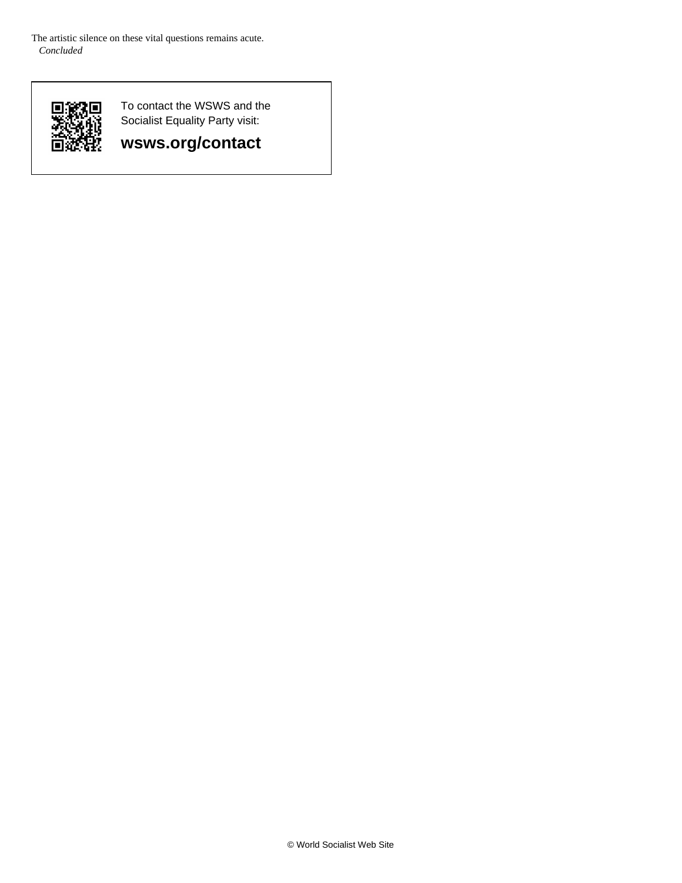The artistic silence on these vital questions remains acute.

*Concluded*

To contact the WSWS and the Socialist Equality Party visit:

**wsws.org/contact**

© World Socialist Web Site